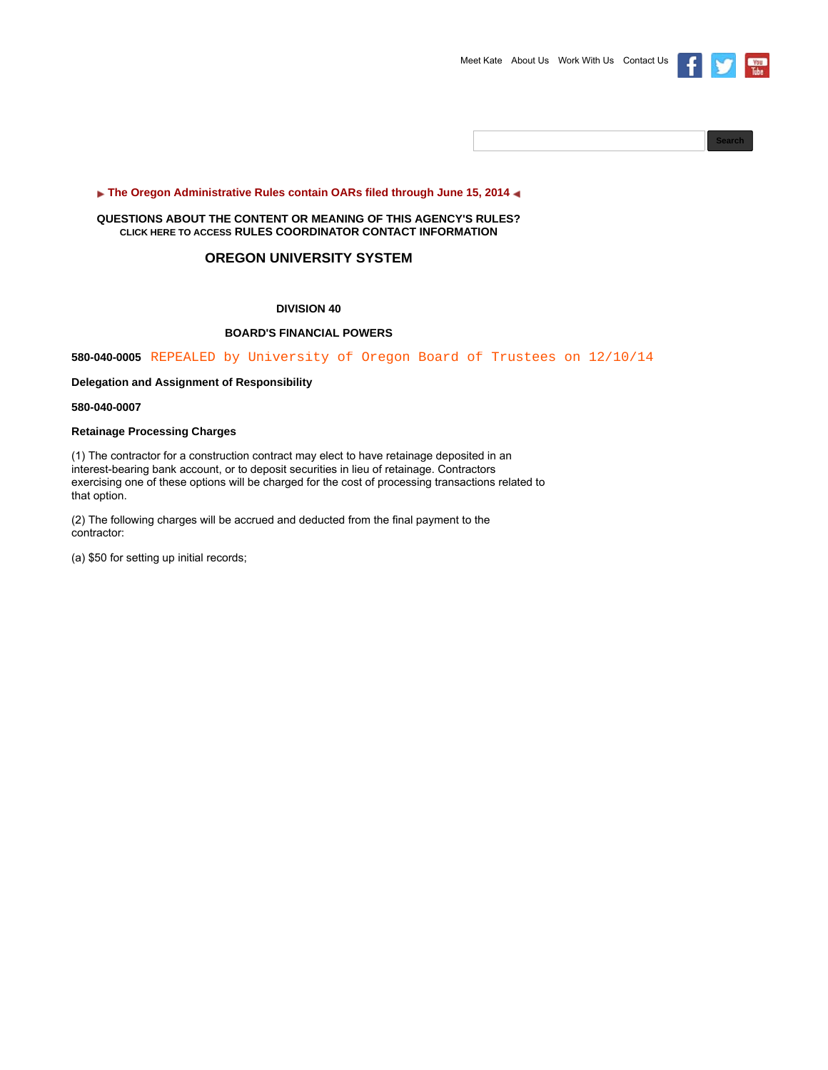Meet Kate About Us Work With Us Contact Us

Search

▶ **The Oregon Administrative Rules contain OARs filed through June 15, 2014** ◀

**QUESTIONS ABOUT THE CONTENT OR MEANING OF THIS AGENCY'S RULES?**
**CLICK HERE TO ACCESS RULES COORDINATOR CONTACT INFORMATION**

# OREGON UNIVERSITY SYSTEM

## DIVISION 40

## BOARD'S FINANCIAL POWERS

**580-040-0005** REPEALED by University of Oregon Board of Trustees on 12/10/14

**Delegation and Assignment of Responsibility**

**580-040-0007**

**Retainage Processing Charges**

(1) The contractor for a construction contract may elect to have retainage deposited in an interest-bearing bank account, or to deposit securities in lieu of retainage. Contractors exercising one of these options will be charged for the cost of processing transactions related to that option.

(2) The following charges will be accrued and deducted from the final payment to the contractor:

(a) $50 for setting up initial records;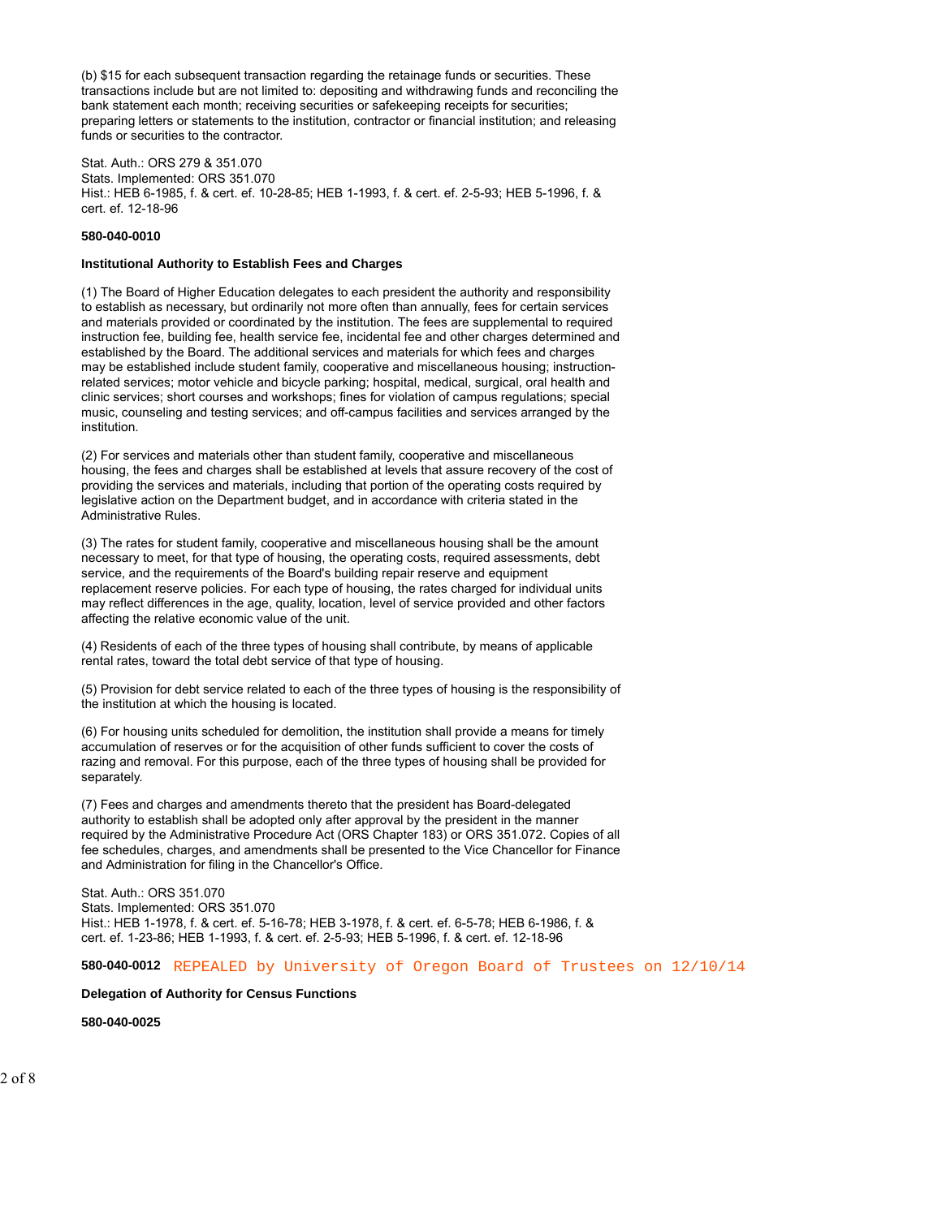(b) $15 for each subsequent transaction regarding the retainage funds or securities. These transactions include but are not limited to: depositing and withdrawing funds and reconciling the bank statement each month; receiving securities or safekeeping receipts for securities; preparing letters or statements to the institution, contractor or financial institution; and releasing funds or securities to the contractor.

Stat. Auth.: ORS 279 & 351.070
Stats. Implemented: ORS 351.070
Hist.: HEB 6-1985, f. & cert. ef. 10-28-85; HEB 1-1993, f. & cert. ef. 2-5-93; HEB 5-1996, f. & cert. ef. 12-18-96

**580-040-0010**

**Institutional Authority to Establish Fees and Charges**

(1) The Board of Higher Education delegates to each president the authority and responsibility to establish as necessary, but ordinarily not more often than annually, fees for certain services and materials provided or coordinated by the institution. The fees are supplemental to required instruction fee, building fee, health service fee, incidental fee and other charges determined and established by the Board. The additional services and materials for which fees and charges may be established include student family, cooperative and miscellaneous housing; instruction-related services; motor vehicle and bicycle parking; hospital, medical, surgical, oral health and clinic services; short courses and workshops; fines for violation of campus regulations; special music, counseling and testing services; and off-campus facilities and services arranged by the institution.

(2) For services and materials other than student family, cooperative and miscellaneous housing, the fees and charges shall be established at levels that assure recovery of the cost of providing the services and materials, including that portion of the operating costs required by legislative action on the Department budget, and in accordance with criteria stated in the Administrative Rules.

(3) The rates for student family, cooperative and miscellaneous housing shall be the amount necessary to meet, for that type of housing, the operating costs, required assessments, debt service, and the requirements of the Board's building repair reserve and equipment replacement reserve policies. For each type of housing, the rates charged for individual units may reflect differences in the age, quality, location, level of service provided and other factors affecting the relative economic value of the unit.

(4) Residents of each of the three types of housing shall contribute, by means of applicable rental rates, toward the total debt service of that type of housing.

(5) Provision for debt service related to each of the three types of housing is the responsibility of the institution at which the housing is located.

(6) For housing units scheduled for demolition, the institution shall provide a means for timely accumulation of reserves or for the acquisition of other funds sufficient to cover the costs of razing and removal. For this purpose, each of the three types of housing shall be provided for separately.

(7) Fees and charges and amendments thereto that the president has Board-delegated authority to establish shall be adopted only after approval by the president in the manner required by the Administrative Procedure Act (ORS Chapter 183) or ORS 351.072. Copies of all fee schedules, charges, and amendments shall be presented to the Vice Chancellor for Finance and Administration for filing in the Chancellor's Office.

Stat. Auth.: ORS 351.070
Stats. Implemented: ORS 351.070
Hist.: HEB 1-1978, f. & cert. ef. 5-16-78; HEB 3-1978, f. & cert. ef. 6-5-78; HEB 6-1986, f. & cert. ef. 1-23-86; HEB 1-1993, f. & cert. ef. 2-5-93; HEB 5-1996, f. & cert. ef. 12-18-96

**580-040-0012** REPEALED by University of Oregon Board of Trustees on 12/10/14

**Delegation of Authority for Census Functions**

**580-040-0025**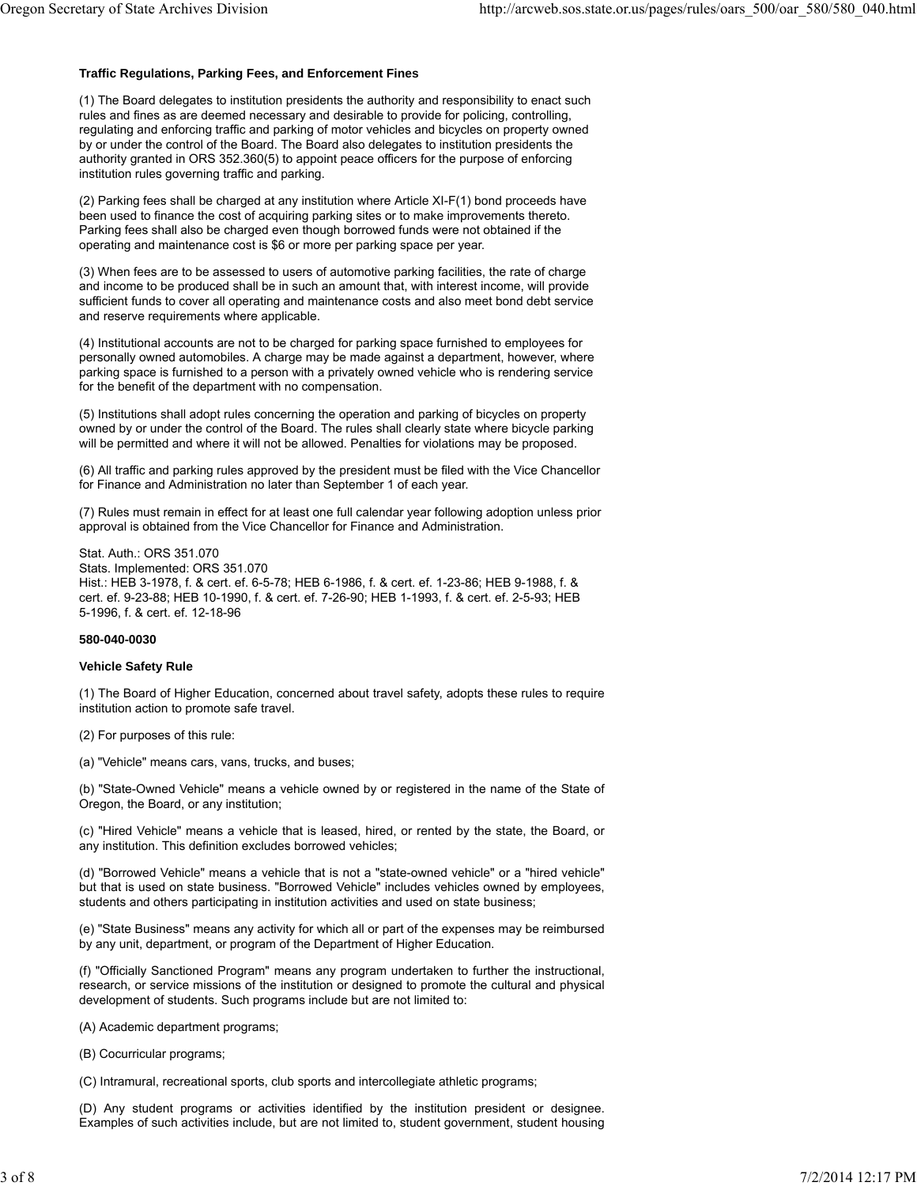**Traffic Regulations, Parking Fees, and Enforcement Fines**

(1) The Board delegates to institution presidents the authority and responsibility to enact such rules and fines as are deemed necessary and desirable to provide for policing, controlling, regulating and enforcing traffic and parking of motor vehicles and bicycles on property owned by or under the control of the Board. The Board also delegates to institution presidents the authority granted in ORS 352.360(5) to appoint peace officers for the purpose of enforcing institution rules governing traffic and parking.

(2) Parking fees shall be charged at any institution where Article XI-F(1) bond proceeds have been used to finance the cost of acquiring parking sites or to make improvements thereto. Parking fees shall also be charged even though borrowed funds were not obtained if the operating and maintenance cost is $6 or more per parking space per year.

(3) When fees are to be assessed to users of automotive parking facilities, the rate of charge and income to be produced shall be in such an amount that, with interest income, will provide sufficient funds to cover all operating and maintenance costs and also meet bond debt service and reserve requirements where applicable.

(4) Institutional accounts are not to be charged for parking space furnished to employees for personally owned automobiles. A charge may be made against a department, however, where parking space is furnished to a person with a privately owned vehicle who is rendering service for the benefit of the department with no compensation.

(5) Institutions shall adopt rules concerning the operation and parking of bicycles on property owned by or under the control of the Board. The rules shall clearly state where bicycle parking will be permitted and where it will not be allowed. Penalties for violations may be proposed.

(6) All traffic and parking rules approved by the president must be filed with the Vice Chancellor for Finance and Administration no later than September 1 of each year.

(7) Rules must remain in effect for at least one full calendar year following adoption unless prior approval is obtained from the Vice Chancellor for Finance and Administration.

Stat. Auth.: ORS 351.070
Stats. Implemented: ORS 351.070
Hist.: HEB 3-1978, f. & cert. ef. 6-5-78; HEB 6-1986, f. & cert. ef. 1-23-86; HEB 9-1988, f. & cert. ef. 9-23-88; HEB 10-1990, f. & cert. ef. 7-26-90; HEB 1-1993, f. & cert. ef. 2-5-93; HEB 5-1996, f. & cert. ef. 12-18-96

**580-040-0030**

**Vehicle Safety Rule**

(1) The Board of Higher Education, concerned about travel safety, adopts these rules to require institution action to promote safe travel.

(2) For purposes of this rule:

(a) "Vehicle" means cars, vans, trucks, and buses;

(b) "State-Owned Vehicle" means a vehicle owned by or registered in the name of the State of Oregon, the Board, or any institution;

(c) "Hired Vehicle" means a vehicle that is leased, hired, or rented by the state, the Board, or any institution. This definition excludes borrowed vehicles;

(d) "Borrowed Vehicle" means a vehicle that is not a "state-owned vehicle" or a "hired vehicle" but that is used on state business. "Borrowed Vehicle" includes vehicles owned by employees, students and others participating in institution activities and used on state business;

(e) "State Business" means any activity for which all or part of the expenses may be reimbursed by any unit, department, or program of the Department of Higher Education.

(f) "Officially Sanctioned Program" means any program undertaken to further the instructional, research, or service missions of the institution or designed to promote the cultural and physical development of students. Such programs include but are not limited to:

(A) Academic department programs;

(B) Cocurricular programs;

(C) Intramural, recreational sports, club sports and intercollegiate athletic programs;

(D) Any student programs or activities identified by the institution president or designee. Examples of such activities include, but are not limited to, student government, student housing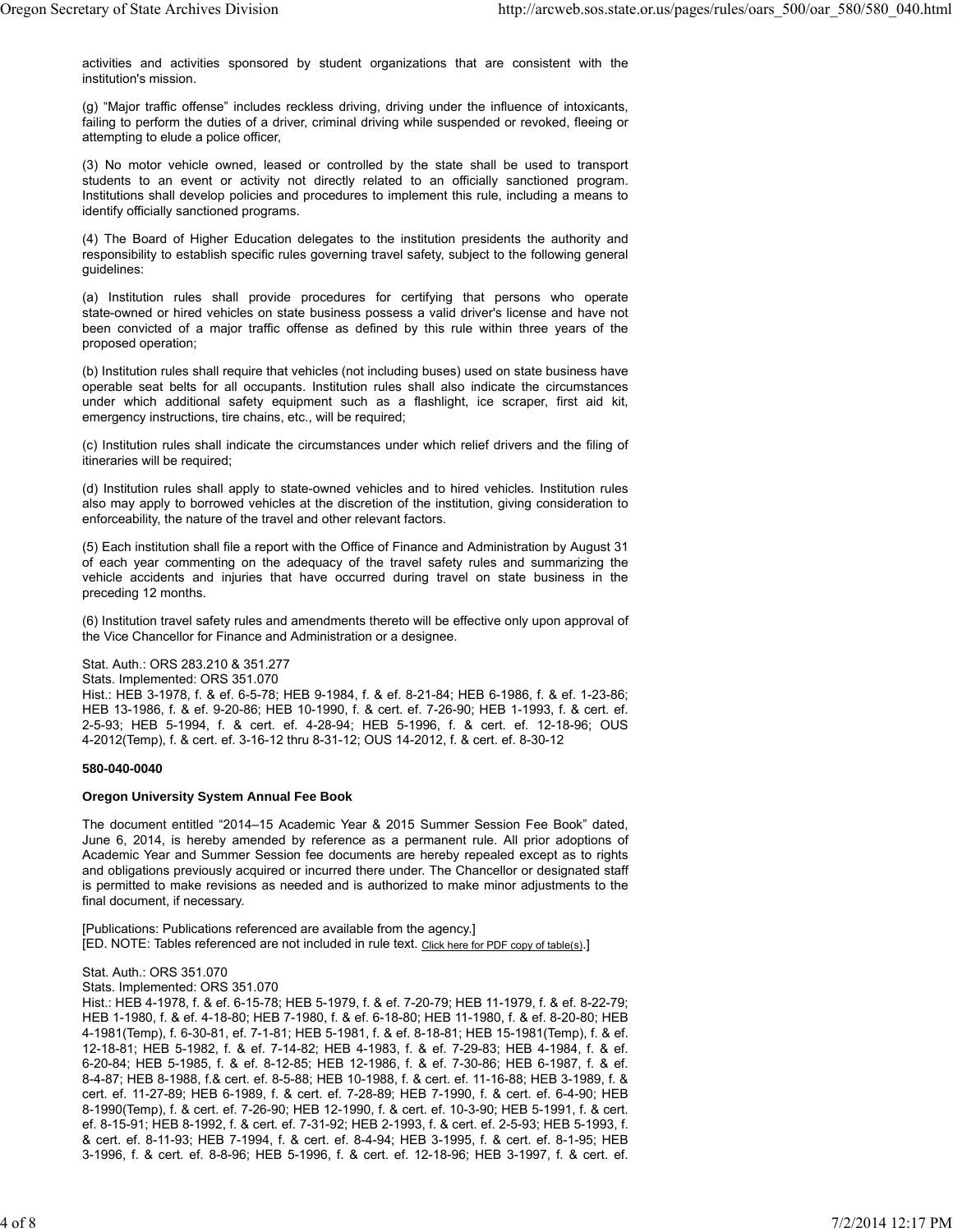activities and activities sponsored by student organizations that are consistent with the institution's mission.

(g) "Major traffic offense" includes reckless driving, driving under the influence of intoxicants, failing to perform the duties of a driver, criminal driving while suspended or revoked, fleeing or attempting to elude a police officer,

(3) No motor vehicle owned, leased or controlled by the state shall be used to transport students to an event or activity not directly related to an officially sanctioned program. Institutions shall develop policies and procedures to implement this rule, including a means to identify officially sanctioned programs.

(4) The Board of Higher Education delegates to the institution presidents the authority and responsibility to establish specific rules governing travel safety, subject to the following general guidelines:

(a) Institution rules shall provide procedures for certifying that persons who operate state-owned or hired vehicles on state business possess a valid driver's license and have not been convicted of a major traffic offense as defined by this rule within three years of the proposed operation;

(b) Institution rules shall require that vehicles (not including buses) used on state business have operable seat belts for all occupants. Institution rules shall also indicate the circumstances under which additional safety equipment such as a flashlight, ice scraper, first aid kit, emergency instructions, tire chains, etc., will be required;

(c) Institution rules shall indicate the circumstances under which relief drivers and the filing of itineraries will be required;

(d) Institution rules shall apply to state-owned vehicles and to hired vehicles. Institution rules also may apply to borrowed vehicles at the discretion of the institution, giving consideration to enforceability, the nature of the travel and other relevant factors.

(5) Each institution shall file a report with the Office of Finance and Administration by August 31 of each year commenting on the adequacy of the travel safety rules and summarizing the vehicle accidents and injuries that have occurred during travel on state business in the preceding 12 months.

(6) Institution travel safety rules and amendments thereto will be effective only upon approval of the Vice Chancellor for Finance and Administration or a designee.

Stat. Auth.: ORS 283.210 & 351.277
Stats. Implemented: ORS 351.070
Hist.: HEB 3-1978, f. & ef. 6-5-78; HEB 9-1984, f. & ef. 8-21-84; HEB 6-1986, f. & ef. 1-23-86; HEB 13-1986, f. & ef. 9-20-86; HEB 10-1990, f. & cert. ef. 7-26-90; HEB 1-1993, f. & cert. ef. 2-5-93; HEB 5-1994, f. & cert. ef. 4-28-94; HEB 5-1996, f. & cert. ef. 12-18-96; OUS 4-2012(Temp), f. & cert. ef. 3-16-12 thru 8-31-12; OUS 14-2012, f. & cert. ef. 8-30-12

**580-040-0040**

**Oregon University System Annual Fee Book**

The document entitled "2014–15 Academic Year & 2015 Summer Session Fee Book" dated, June 6, 2014, is hereby amended by reference as a permanent rule. All prior adoptions of Academic Year and Summer Session fee documents are hereby repealed except as to rights and obligations previously acquired or incurred there under. The Chancellor or designated staff is permitted to make revisions as needed and is authorized to make minor adjustments to the final document, if necessary.

[Publications: Publications referenced are available from the agency.]
[ED. NOTE: Tables referenced are not included in rule text. Click here for PDF copy of table(s).]

Stat. Auth.: ORS 351.070
Stats. Implemented: ORS 351.070
Hist.: HEB 4-1978, f. & ef. 6-15-78; HEB 5-1979, f. & ef. 7-20-79; HEB 11-1979, f. & ef. 8-22-79; HEB 1-1980, f. & ef. 4-18-80; HEB 7-1980, f. & ef. 6-18-80; HEB 11-1980, f. & ef. 8-20-80; HEB 4-1981(Temp), f. 6-30-81, ef. 7-1-81; HEB 5-1981, f. & ef. 8-18-81; HEB 15-1981(Temp), f. & ef. 12-18-81; HEB 5-1982, f. & ef. 7-14-82; HEB 4-1983, f. & ef. 7-29-83; HEB 4-1984, f. & ef. 6-20-84; HEB 5-1985, f. & ef. 8-12-85; HEB 12-1986, f. & ef. 7-30-86; HEB 6-1987, f. & ef. 8-4-87; HEB 8-1988, f.& cert. ef. 8-5-88; HEB 10-1988, f. & cert. ef. 11-16-88; HEB 3-1989, f. & cert. ef. 11-27-89; HEB 6-1989, f. & cert. ef. 7-28-89; HEB 7-1990, f. & cert. ef. 6-4-90; HEB 8-1990(Temp), f. & cert. ef. 7-26-90; HEB 12-1990, f. & cert. ef. 10-3-90; HEB 5-1991, f. & cert. ef. 8-15-91; HEB 8-1992, f. & cert. ef. 7-31-92; HEB 2-1993, f. & cert. ef. 2-5-93; HEB 5-1993, f. & cert. ef. 8-11-93; HEB 7-1994, f. & cert. ef. 8-4-94; HEB 3-1995, f. & cert. ef. 8-1-95; HEB 3-1996, f. & cert. ef. 8-8-96; HEB 5-1996, f. & cert. ef. 12-18-96; HEB 3-1997, f. & cert. ef.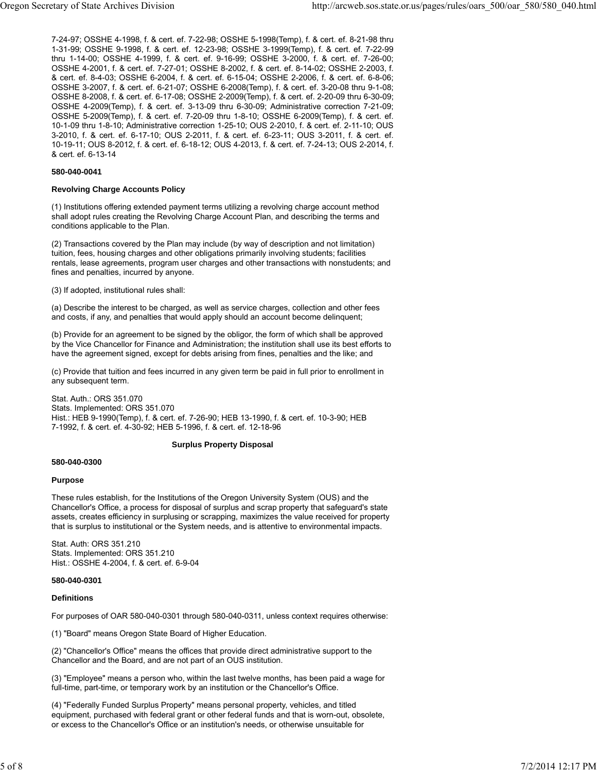7-24-97; OSSHE 4-1998, f. & cert. ef. 7-22-98; OSSHE 5-1998(Temp), f. & cert. ef. 8-21-98 thru 1-31-99; OSSHE 9-1998, f. & cert. ef. 12-23-98; OSSHE 3-1999(Temp), f. & cert. ef. 7-22-99 thru 1-14-00; OSSHE 4-1999, f. & cert. ef. 9-16-99; OSSHE 3-2000, f. & cert. ef. 7-26-00; OSSHE 4-2001, f. & cert. ef. 7-27-01; OSSHE 8-2002, f. & cert. ef. 8-14-02; OSSHE 2-2003, f. & cert. ef. 8-4-03; OSSHE 6-2004, f. & cert. ef. 6-15-04; OSSHE 2-2006, f. & cert. ef. 6-8-06; OSSHE 3-2007, f. & cert. ef. 6-21-07; OSSHE 6-2008(Temp), f. & cert. ef. 3-20-08 thru 9-1-08; OSSHE 8-2008, f. & cert. ef. 6-17-08; OSSHE 2-2009(Temp), f. & cert. ef. 2-20-09 thru 6-30-09; OSSHE 4-2009(Temp), f. & cert. ef. 3-13-09 thru 6-30-09; Administrative correction 7-21-09; OSSHE 5-2009(Temp), f. & cert. ef. 7-20-09 thru 1-8-10; OSSHE 6-2009(Temp), f. & cert. ef. 10-1-09 thru 1-8-10; Administrative correction 1-25-10; OUS 2-2010, f. & cert. ef. 2-11-10; OUS 3-2010, f. & cert. ef. 6-17-10; OUS 2-2011, f. & cert. ef. 6-23-11; OUS 3-2011, f. & cert. ef. 10-19-11; OUS 8-2012, f. & cert. ef. 6-18-12; OUS 4-2013, f. & cert. ef. 7-24-13; OUS 2-2014, f. & cert. ef. 6-13-14

**580-040-0041**

**Revolving Charge Accounts Policy**

(1) Institutions offering extended payment terms utilizing a revolving charge account method shall adopt rules creating the Revolving Charge Account Plan, and describing the terms and conditions applicable to the Plan.

(2) Transactions covered by the Plan may include (by way of description and not limitation) tuition, fees, housing charges and other obligations primarily involving students; facilities rentals, lease agreements, program user charges and other transactions with nonstudents; and fines and penalties, incurred by anyone.

(3) If adopted, institutional rules shall:

(a) Describe the interest to be charged, as well as service charges, collection and other fees and costs, if any, and penalties that would apply should an account become delinquent;

(b) Provide for an agreement to be signed by the obligor, the form of which shall be approved by the Vice Chancellor for Finance and Administration; the institution shall use its best efforts to have the agreement signed, except for debts arising from fines, penalties and the like; and

(c) Provide that tuition and fees incurred in any given term be paid in full prior to enrollment in any subsequent term.

Stat. Auth.: ORS 351.070
Stats. Implemented: ORS 351.070
Hist.: HEB 9-1990(Temp), f. & cert. ef. 7-26-90; HEB 13-1990, f. & cert. ef. 10-3-90; HEB 7-1992, f. & cert. ef. 4-30-92; HEB 5-1996, f. & cert. ef. 12-18-96

## Surplus Property Disposal

**580-040-0300**

**Purpose**

These rules establish, for the Institutions of the Oregon University System (OUS) and the Chancellor's Office, a process for disposal of surplus and scrap property that safeguard's state assets, creates efficiency in surplusing or scrapping, maximizes the value received for property that is surplus to institutional or the System needs, and is attentive to environmental impacts.

Stat. Auth: ORS 351.210
Stats. Implemented: ORS 351.210
Hist.: OSSHE 4-2004, f. & cert. ef. 6-9-04

**580-040-0301**

**Definitions**

For purposes of OAR 580-040-0301 through 580-040-0311, unless context requires otherwise:

(1) "Board" means Oregon State Board of Higher Education.

(2) "Chancellor's Office" means the offices that provide direct administrative support to the Chancellor and the Board, and are not part of an OUS institution.

(3) "Employee" means a person who, within the last twelve months, has been paid a wage for full-time, part-time, or temporary work by an institution or the Chancellor's Office.

(4) "Federally Funded Surplus Property" means personal property, vehicles, and titled equipment, purchased with federal grant or other federal funds and that is worn-out, obsolete, or excess to the Chancellor's Office or an institution's needs, or otherwise unsuitable for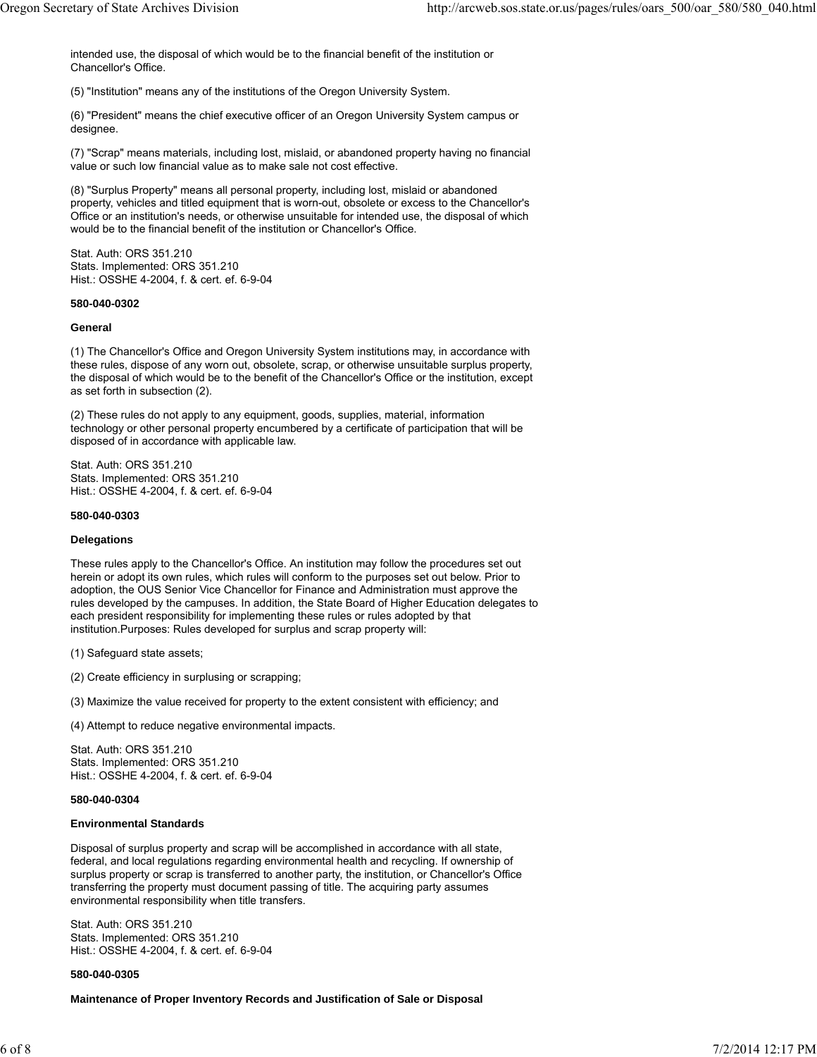intended use, the disposal of which would be to the financial benefit of the institution or Chancellor's Office.

(5) "Institution" means any of the institutions of the Oregon University System.

(6) "President" means the chief executive officer of an Oregon University System campus or designee.

(7) "Scrap" means materials, including lost, mislaid, or abandoned property having no financial value or such low financial value as to make sale not cost effective.

(8) "Surplus Property" means all personal property, including lost, mislaid or abandoned property, vehicles and titled equipment that is worn-out, obsolete or excess to the Chancellor's Office or an institution's needs, or otherwise unsuitable for intended use, the disposal of which would be to the financial benefit of the institution or Chancellor's Office.

Stat. Auth: ORS 351.210
Stats. Implemented: ORS 351.210
Hist.: OSSHE 4-2004, f. & cert. ef. 6-9-04

**580-040-0302**

**General**

(1) The Chancellor's Office and Oregon University System institutions may, in accordance with these rules, dispose of any worn out, obsolete, scrap, or otherwise unsuitable surplus property, the disposal of which would be to the benefit of the Chancellor's Office or the institution, except as set forth in subsection (2).

(2) These rules do not apply to any equipment, goods, supplies, material, information technology or other personal property encumbered by a certificate of participation that will be disposed of in accordance with applicable law.

Stat. Auth: ORS 351.210
Stats. Implemented: ORS 351.210
Hist.: OSSHE 4-2004, f. & cert. ef. 6-9-04

**580-040-0303**

**Delegations**

These rules apply to the Chancellor's Office. An institution may follow the procedures set out herein or adopt its own rules, which rules will conform to the purposes set out below. Prior to adoption, the OUS Senior Vice Chancellor for Finance and Administration must approve the rules developed by the campuses. In addition, the State Board of Higher Education delegates to each president responsibility for implementing these rules or rules adopted by that institution.Purposes: Rules developed for surplus and scrap property will:

(1) Safeguard state assets;

(2) Create efficiency in surplusing or scrapping;

(3) Maximize the value received for property to the extent consistent with efficiency; and

(4) Attempt to reduce negative environmental impacts.

Stat. Auth: ORS 351.210
Stats. Implemented: ORS 351.210
Hist.: OSSHE 4-2004, f. & cert. ef. 6-9-04

**580-040-0304**

**Environmental Standards**

Disposal of surplus property and scrap will be accomplished in accordance with all state, federal, and local regulations regarding environmental health and recycling. If ownership of surplus property or scrap is transferred to another party, the institution, or Chancellor's Office transferring the property must document passing of title. The acquiring party assumes environmental responsibility when title transfers.

Stat. Auth: ORS 351.210
Stats. Implemented: ORS 351.210
Hist.: OSSHE 4-2004, f. & cert. ef. 6-9-04

**580-040-0305**

**Maintenance of Proper Inventory Records and Justification of Sale or Disposal**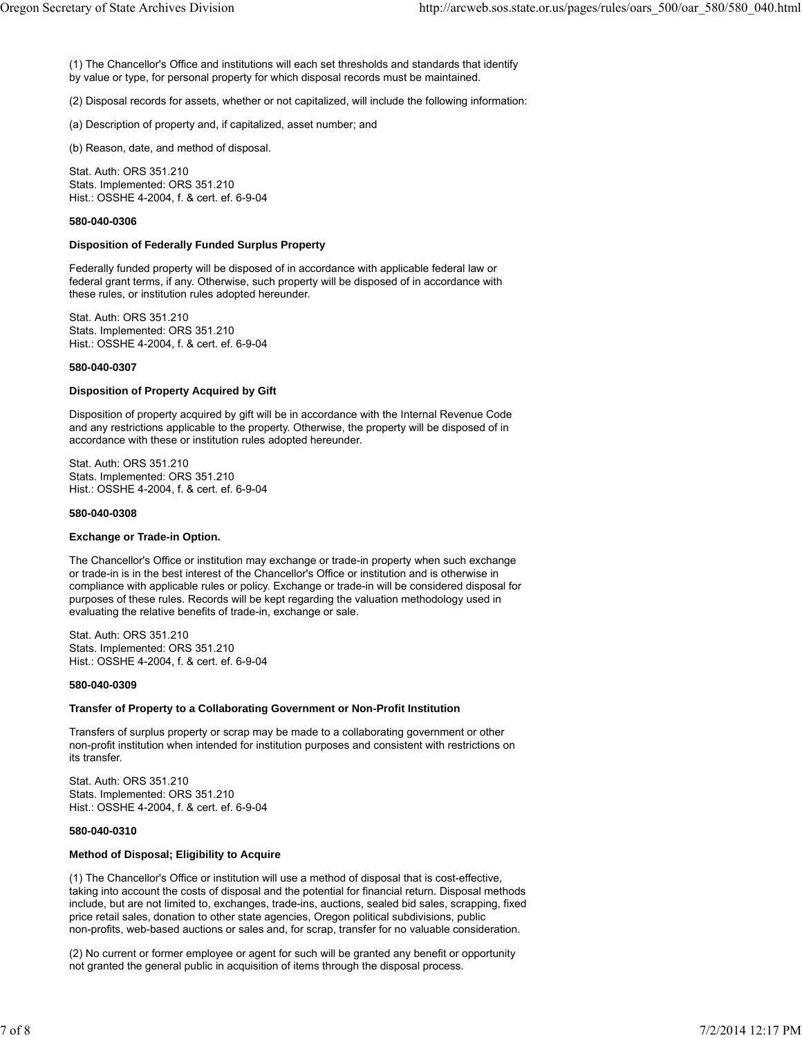(1) The Chancellor's Office and institutions will each set thresholds and standards that identify by value or type, for personal property for which disposal records must be maintained.

(2) Disposal records for assets, whether or not capitalized, will include the following information:

(a) Description of property and, if capitalized, asset number; and

(b) Reason, date, and method of disposal.

Stat. Auth: ORS 351.210
Stats. Implemented: ORS 351.210
Hist.: OSSHE 4-2004, f. & cert. ef. 6-9-04

**580-040-0306**

**Disposition of Federally Funded Surplus Property**

Federally funded property will be disposed of in accordance with applicable federal law or federal grant terms, if any. Otherwise, such property will be disposed of in accordance with these rules, or institution rules adopted hereunder.

Stat. Auth: ORS 351.210
Stats. Implemented: ORS 351.210
Hist.: OSSHE 4-2004, f. & cert. ef. 6-9-04

**580-040-0307**

**Disposition of Property Acquired by Gift**

Disposition of property acquired by gift will be in accordance with the Internal Revenue Code and any restrictions applicable to the property. Otherwise, the property will be disposed of in accordance with these or institution rules adopted hereunder.

Stat. Auth: ORS 351.210
Stats. Implemented: ORS 351.210
Hist.: OSSHE 4-2004, f. & cert. ef. 6-9-04

**580-040-0308**

**Exchange or Trade-in Option.**

The Chancellor's Office or institution may exchange or trade-in property when such exchange or trade-in is in the best interest of the Chancellor's Office or institution and is otherwise in compliance with applicable rules or policy. Exchange or trade-in will be considered disposal for purposes of these rules. Records will be kept regarding the valuation methodology used in evaluating the relative benefits of trade-in, exchange or sale.

Stat. Auth: ORS 351.210
Stats. Implemented: ORS 351.210
Hist.: OSSHE 4-2004, f. & cert. ef. 6-9-04

**580-040-0309**

**Transfer of Property to a Collaborating Government or Non-Profit Institution**

Transfers of surplus property or scrap may be made to a collaborating government or other non-profit institution when intended for institution purposes and consistent with restrictions on its transfer.

Stat. Auth: ORS 351.210
Stats. Implemented: ORS 351.210
Hist.: OSSHE 4-2004, f. & cert. ef. 6-9-04

**580-040-0310**

**Method of Disposal; Eligibility to Acquire**

(1) The Chancellor's Office or institution will use a method of disposal that is cost-effective, taking into account the costs of disposal and the potential for financial return. Disposal methods include, but are not limited to, exchanges, trade-ins, auctions, sealed bid sales, scrapping, fixed price retail sales, donation to other state agencies, Oregon political subdivisions, public non-profits, web-based auctions or sales and, for scrap, transfer for no valuable consideration.

(2) No current or former employee or agent for such will be granted any benefit or opportunity not granted the general public in acquisition of items through the disposal process.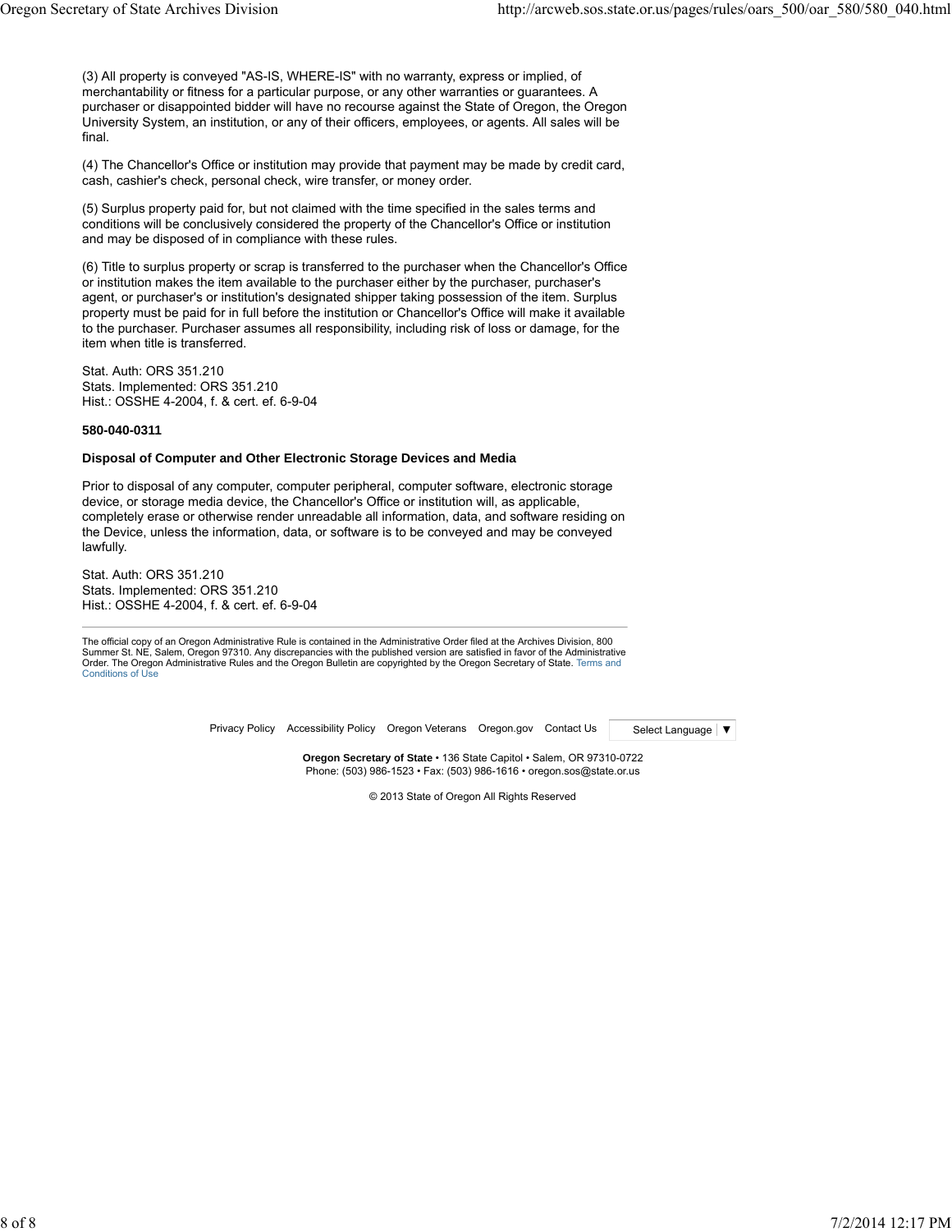(3) All property is conveyed "AS-IS, WHERE-IS" with no warranty, express or implied, of merchantability or fitness for a particular purpose, or any other warranties or guarantees. A purchaser or disappointed bidder will have no recourse against the State of Oregon, the Oregon University System, an institution, or any of their officers, employees, or agents. All sales will be final.

(4) The Chancellor's Office or institution may provide that payment may be made by credit card, cash, cashier's check, personal check, wire transfer, or money order.

(5) Surplus property paid for, but not claimed with the time specified in the sales terms and conditions will be conclusively considered the property of the Chancellor's Office or institution and may be disposed of in compliance with these rules.

(6) Title to surplus property or scrap is transferred to the purchaser when the Chancellor's Office or institution makes the item available to the purchaser either by the purchaser, purchaser's agent, or purchaser's or institution's designated shipper taking possession of the item. Surplus property must be paid for in full before the institution or Chancellor's Office will make it available to the purchaser. Purchaser assumes all responsibility, including risk of loss or damage, for the item when title is transferred.

Stat. Auth: ORS 351.210
Stats. Implemented: ORS 351.210
Hist.: OSSHE 4-2004, f. & cert. ef. 6-9-04

**580-040-0311**

**Disposal of Computer and Other Electronic Storage Devices and Media**

Prior to disposal of any computer, computer peripheral, computer software, electronic storage device, or storage media device, the Chancellor's Office or institution will, as applicable, completely erase or otherwise render unreadable all information, data, and software residing on the Device, unless the information, data, or software is to be conveyed and may be conveyed lawfully.

Stat. Auth: ORS 351.210
Stats. Implemented: ORS 351.210
Hist.: OSSHE 4-2004, f. & cert. ef. 6-9-04

---

The official copy of an Oregon Administrative Rule is contained in the Administrative Order filed at the Archives Division, 800 Summer St. NE, Salem, Oregon 97310. Any discrepancies with the published version are satisfied in favor of the Administrative Order. The Oregon Administrative Rules and the Oregon Bulletin are copyrighted by the Oregon Secretary of State. Terms and Conditions of Use

Privacy Policy Accessibility Policy Oregon Veterans Oregon.gov Contact Us Select Language

**Oregon Secretary of State** • 136 State Capitol • Salem, OR 97310-0722
Phone: (503) 986-1523 • Fax: (503) 986-1616 • oregon.sos@state.or.us

© 2013 State of Oregon All Rights Reserved